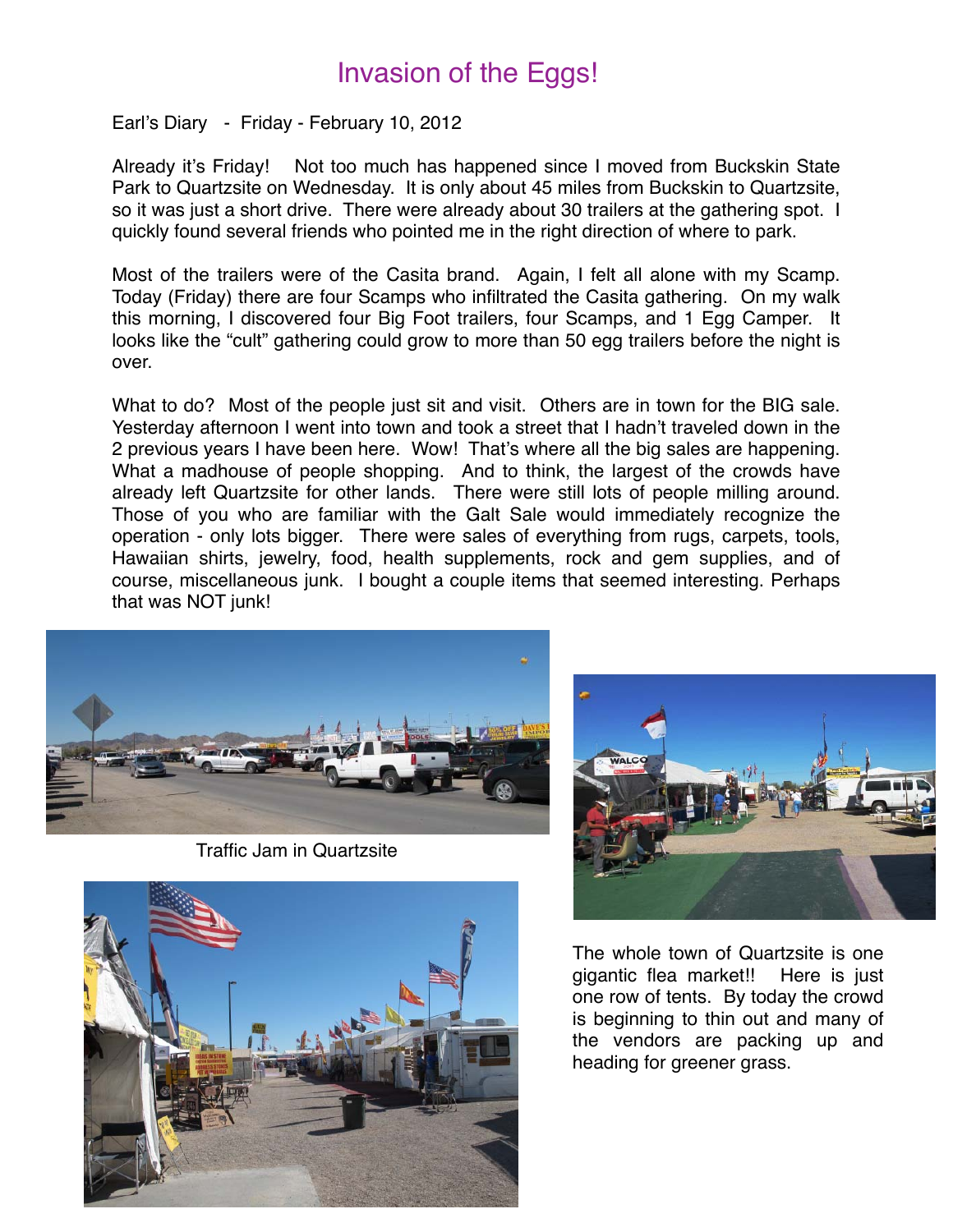# Invasion of the Eggs!

Earl's Diary - Friday - February 10, 2012

Already it's Friday! Not too much has happened since I moved from Buckskin State Park to Quartzsite on Wednesday. It is only about 45 miles from Buckskin to Quartzsite, so it was just a short drive. There were already about 30 trailers at the gathering spot. I quickly found several friends who pointed me in the right direction of where to park.

Most of the trailers were of the Casita brand. Again, I felt all alone with my Scamp. Today (Friday) there are four Scamps who infiltrated the Casita gathering. On my walk this morning, I discovered four Big Foot trailers, four Scamps, and 1 Egg Camper. It looks like the "cult" gathering could grow to more than 50 egg trailers before the night is over.

What to do? Most of the people just sit and visit. Others are in town for the BIG sale. Yesterday afternoon I went into town and took a street that I hadn't traveled down in the 2 previous years I have been here. Wow! That's where all the big sales are happening. What a madhouse of people shopping. And to think, the largest of the crowds have already left Quartzsite for other lands. There were still lots of people milling around. Those of you who are familiar with the Galt Sale would immediately recognize the operation - only lots bigger. There were sales of everything from rugs, carpets, tools, Hawaiian shirts, jewelry, food, health supplements, rock and gem supplies, and of course, miscellaneous junk. I bought a couple items that seemed interesting. Perhaps that was NOT junk!

Traffic Jam in Quartzsite

The whole town of Quartzsite is one gigantic flea market!! Here is just one row of tents. By today the crowd is beginning to thin out and many of the vendors are packing up and heading for greener grass.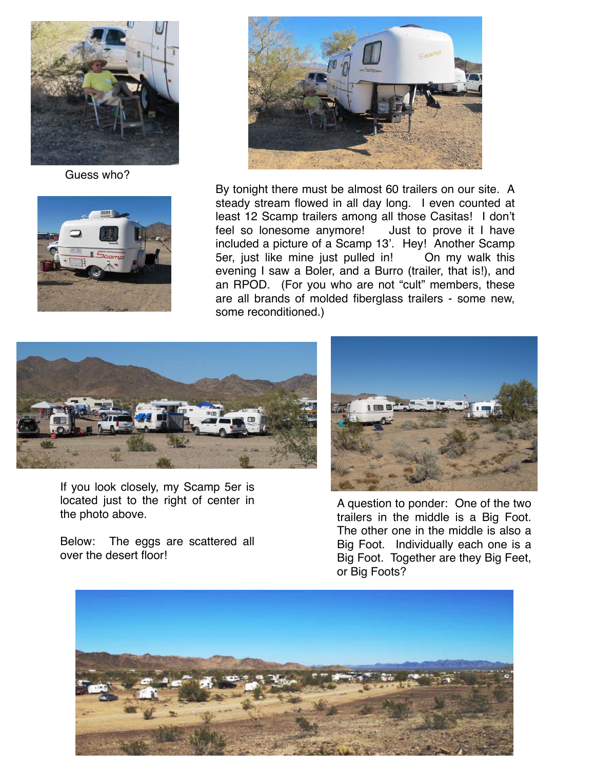Guess who?

By tonight there must be almost 60 trailers on our site. A steady stream flowed in all day long. I even counted at least 12 Scamp trailers among all those Casitas! I don't feel so lonesome anymore! Just to prove it I have included a picture of a Scamp 13'. Hey! Another Scamp 5er, just like mine just pulled in! On my walk this evening I saw a Boler, and a Burro (trailer, that is!), and an RPOD. (For you who are not "cult" members, these are all brands of molded fiberglass trailers - some new, some reconditioned.)

If you look closely, my Scamp 5er is located just to the right of center in the photo above.

Below: The eggs are scattered all over the desert floor!

A question to ponder: One of the two trailers in the middle is a Big Foot. The other one in the middle is also a Big Foot. Individually each one is a Big Foot. Together are they Big Feet, or Big Foots?